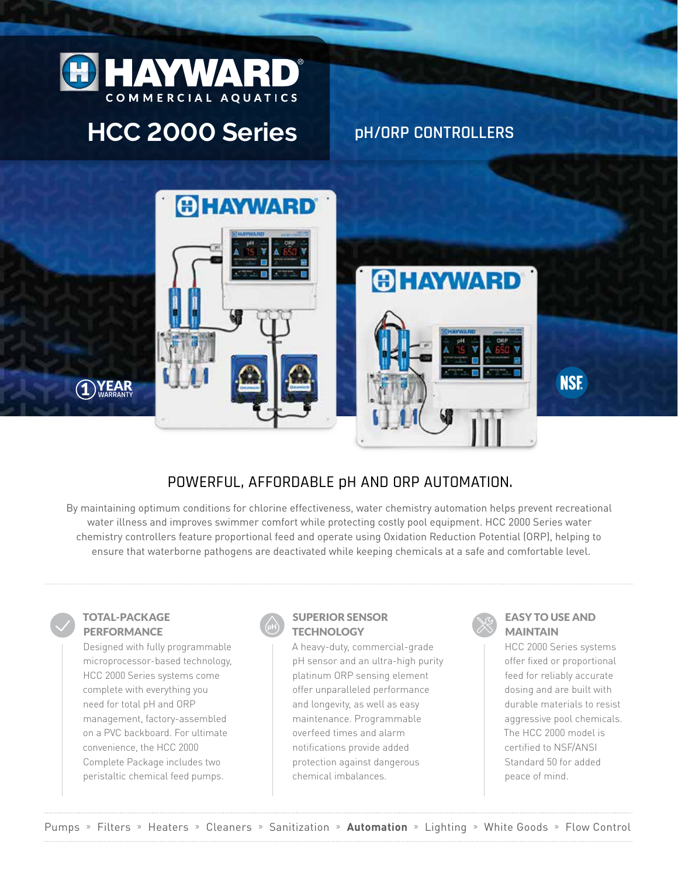# HAYWARD® COMMERCIAL AQUATICS

# HCC 2000 Series

## pH/ORP CONTROLLERS

1 YEAR WARRANTY

NSF

## POWERFUL, AFFORDABLE pH AND ORP AUTOMATION.

By maintaining optimum conditions for chlorine effectiveness, water chemistry automation helps prevent recreational water illness and improves swimmer comfort while protecting costly pool equipment. HCC 2000 Series water chemistry controllers feature proportional feed and operate using Oxidation Reduction Potential (ORP), helping to ensure that waterborne pathogens are deactivated while keeping chemicals at a safe and comfortable level.

### TOTAL-PACKAGE PERFORMANCE

Designed with fully programmable microprocessor-based technology, HCC 2000 Series systems come complete with everything you need for total pH and ORP management, factory-assembled on a PVC backboard. For ultimate convenience, the HCC 2000 Complete Package includes two peristaltic chemical feed pumps.

### SUPERIOR SENSOR TECHNOLOGY

A heavy-duty, commercial-grade pH sensor and an ultra-high purity platinum ORP sensing element offer unparalleled performance and longevity, as well as easy maintenance. Programmable overfeed times and alarm notifications provide added protection against dangerous chemical imbalances.

### EASY TO USE AND MAINTAIN

HCC 2000 Series systems offer fixed or proportional feed for reliably accurate dosing and are built with durable materials to resist aggressive pool chemicals. The HCC 2000 model is certified to NSF/ANSI Standard 50 for added peace of mind.

Pumps » Filters » Heaters » Cleaners » Sanitization » **Automation** » Lighting » White Goods » Flow Control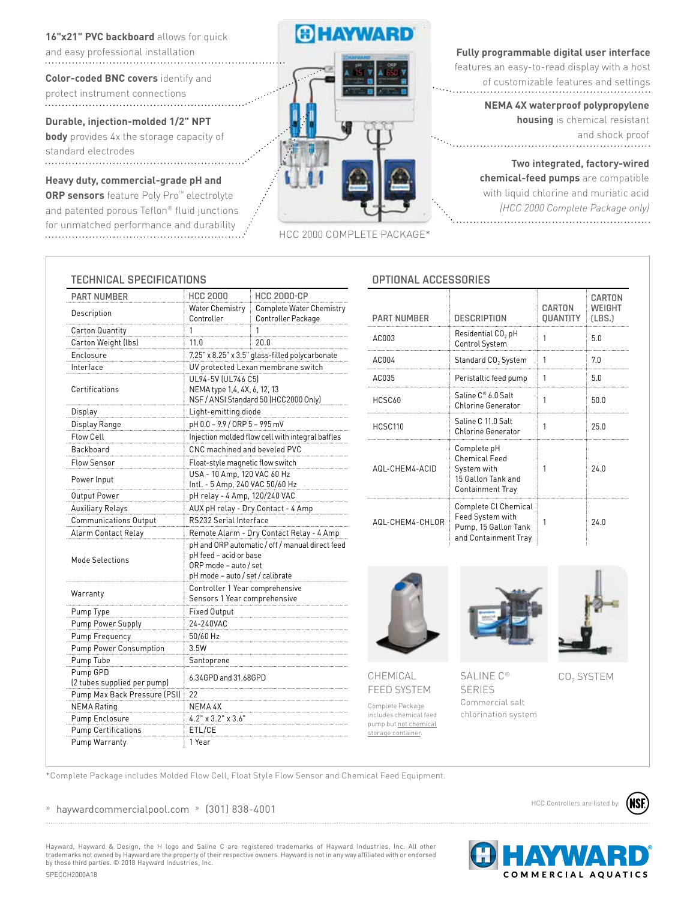**16"x21" PVC backboard** allows for quick and easy professional installation

**Color-coded BNC covers** identify and protect instrument connections

**Durable, injection-molded 1/2" NPT body** provides 4x the storage capacity of standard electrodes

**Heavy duty, commercial-grade pH and ORP sensors** feature Poly Pro™ electrolyte and patented porous Teflon® fluid junctions for unmatched performance and durability

HCC 2000 COMPLETE PACKAGE*

**Fully programmable digital user interface** features an easy-to-read display with a host of customizable features and settings

**NEMA 4X waterproof polypropylene housing** is chemical resistant and shock proof

**Two integrated, factory-wired chemical-feed pumps** are compatible with liquid chlorine and muriatic acid *(HCC 2000 Complete Package only)*

## TECHNICAL SPECIFICATIONS

| PART NUMBER | HCC 2000 | HCC 2000-CP |
|---|---|---|
| Description | Water Chemistry Controller | Complete Water Chemistry Controller Package |
| Carton Quantity | 1 | 1 |
| Carton Weight (lbs) | 11.0 | 20.0 |
| Enclosure | 7.25" x 8.25" x 3.5" glass-filled polycarbonate | |
| Interface | UV protected Lexan membrane switch | |
| Certifications | UL94-5V (UL746 C5)<br>NEMA type 1,4, 4X, 6, 12, 13<br>NSF / ANSI Standard 50 (HCC2000 Only) | |
| Display | Light-emitting diode | |
| Display Range | pH 0.0 – 9.9 / ORP 5 – 995 mV | |
| Flow Cell | Injection molded flow cell with integral baffles | |
| Backboard | CNC machined and beveled PVC | |
| Flow Sensor | Float-style magnetic flow switch | |
| Power Input | USA - 10 Amp, 120 VAC 60 Hz<br>Intl. - 5 Amp, 240 VAC 50/60 Hz | |
| Output Power | pH relay - 4 Amp, 120/240 VAC | |
| Auxiliary Relays | AUX pH relay - Dry Contact - 4 Amp | |
| Communications Output | RS232 Serial Interface | |
| Alarm Contact Relay | Remote Alarm - Dry Contact Relay - 4 Amp | |
| Mode Selections | pH and ORP automatic / off / manual direct feed<br>pH feed – acid or base<br>ORP mode – auto / set<br>pH mode – auto / set / calibrate | |
| Warranty | Controller 1 Year comprehensive<br>Sensors 1 Year comprehensive | |
| Pump Type | Fixed Output | |
| Pump Power Supply | 24-240VAC | |
| Pump Frequency | 50/60 Hz | |
| Pump Power Consumption | 3.5W | |
| Pump Tube | Santoprene | |
| Pump GPD (2 tubes supplied per pump) | 6.34GPD and 31.68GPD | |
| Pump Max Back Pressure (PSI) | 22 | |
| NEMA Rating | NEMA 4X | |
| Pump Enclosure | 4.2" x 3.2" x 3.6" | |
| Pump Certifications | ETL/CE | |
| Pump Warranty | 1 Year | |

## OPTIONAL ACCESSORIES

| PART NUMBER | DESCRIPTION | CARTON QUANTITY | CARTON WEIGHT (LBS.) |
|---|---|---|---|
| AC003 | Residential $CO_2$ pH Control System | 1 | 5.0 |
| AC004 | Standard $CO_2$ System | 1 | 7.0 |
| AC035 | Peristaltic feed pump | 1 | 5.0 |
| HCSC60 | Saline C® 6.0 Salt Chlorine Generator | 1 | 50.0 |
| HCSC110 | Saline C 11.0 Salt Chlorine Generator | 1 | 25.0 |
| AQL-CHEM4-ACID | Complete pH Chemical Feed System with 15 Gallon Tank and Containment Tray | 1 | 24.0 |
| AQL-CHEM4-CHLOR | Complete Cl Chemical Feed System with Pump, 15 Gallon Tank and Containment Tray | 1 | 24.0 |

CHEMICAL FEED SYSTEM

Complete Package includes chemical feed pump but not chemical storage container.

SALINE C® SERIES

Commercial salt chlorination system

$CO_2$ SYSTEM

*Complete Package includes Molded Flow Cell, Float Style Flow Sensor and Chemical Feed Equipment.

» haywardcommercialpool.com » (301) 838-4001

HCC Controllers are listed by: NSF

Hayward, Hayward & Design, the H logo and Saline C are registered trademarks of Hayward Industries, Inc. All other trademarks not owned by Hayward are the property of their respective owners. Hayward is not in any way affiliated with or endorsed by those third parties. © 2018 Hayward Industries, Inc.

SPECCH2000A18

HAYWARD® COMMERCIAL AQUATICS